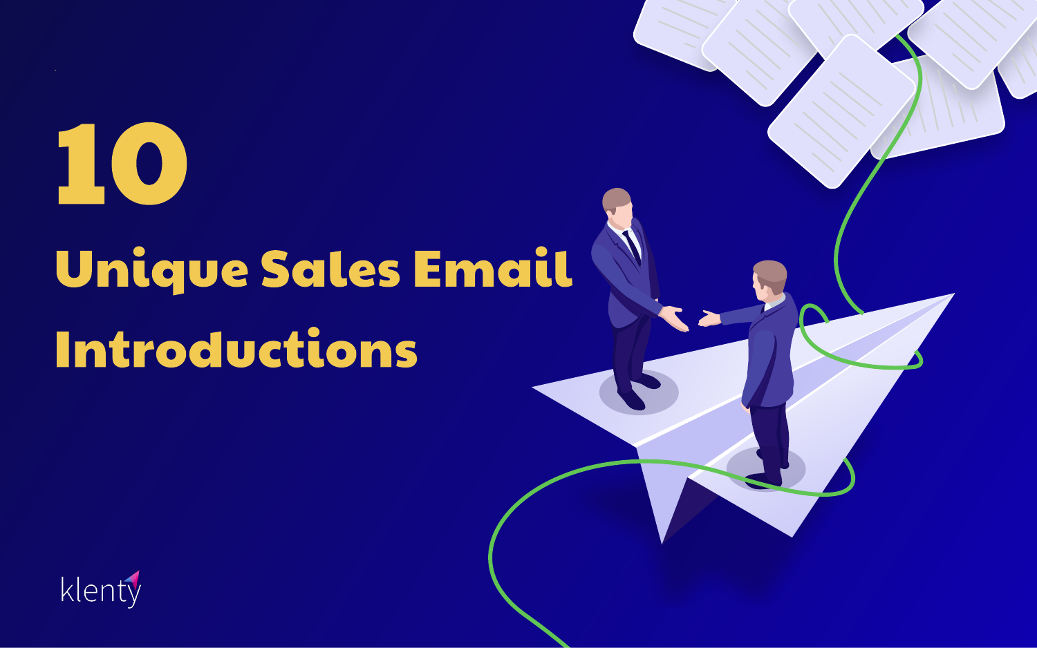# 10

# Unique Sales Email Introductions

klenty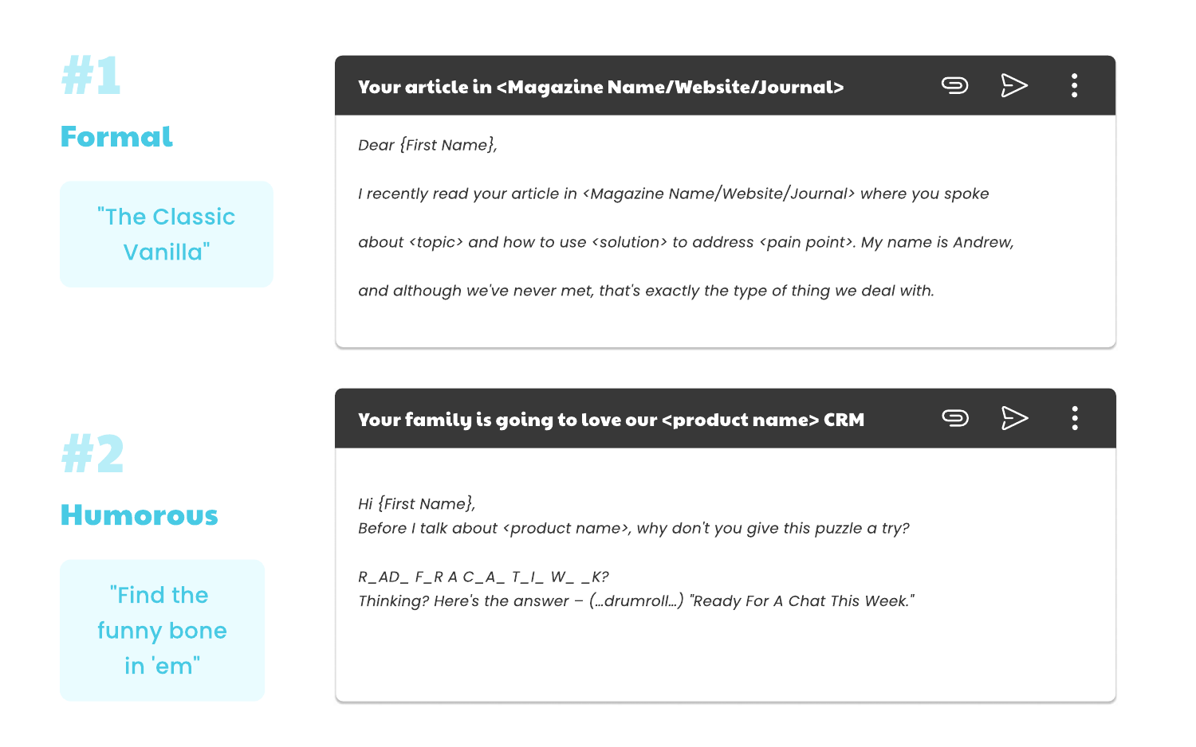# #1

## Formal

"The Classic Vanilla"

**Your article in <Magazine Name/Website/Journal>**

*Dear {First Name},*

*I recently read your article in <Magazine Name/Website/Journal> where you spoke about <topic> and how to use <solution> to address <pain point>. My name is Andrew, and although we've never met, that's exactly the type of thing we deal with.*

# #2

## Humorous

"Find the funny bone in 'em"

**Your family is going to love our <product name> CRM**

*Hi {First Name},*
*Before I talk about <product name>, why don't you give this puzzle a try?*

*R_AD_ F_R A C_A_ T_I_ W_ _K?*
*Thinking? Here's the answer – (...drumroll...) "Ready For A Chat This Week."*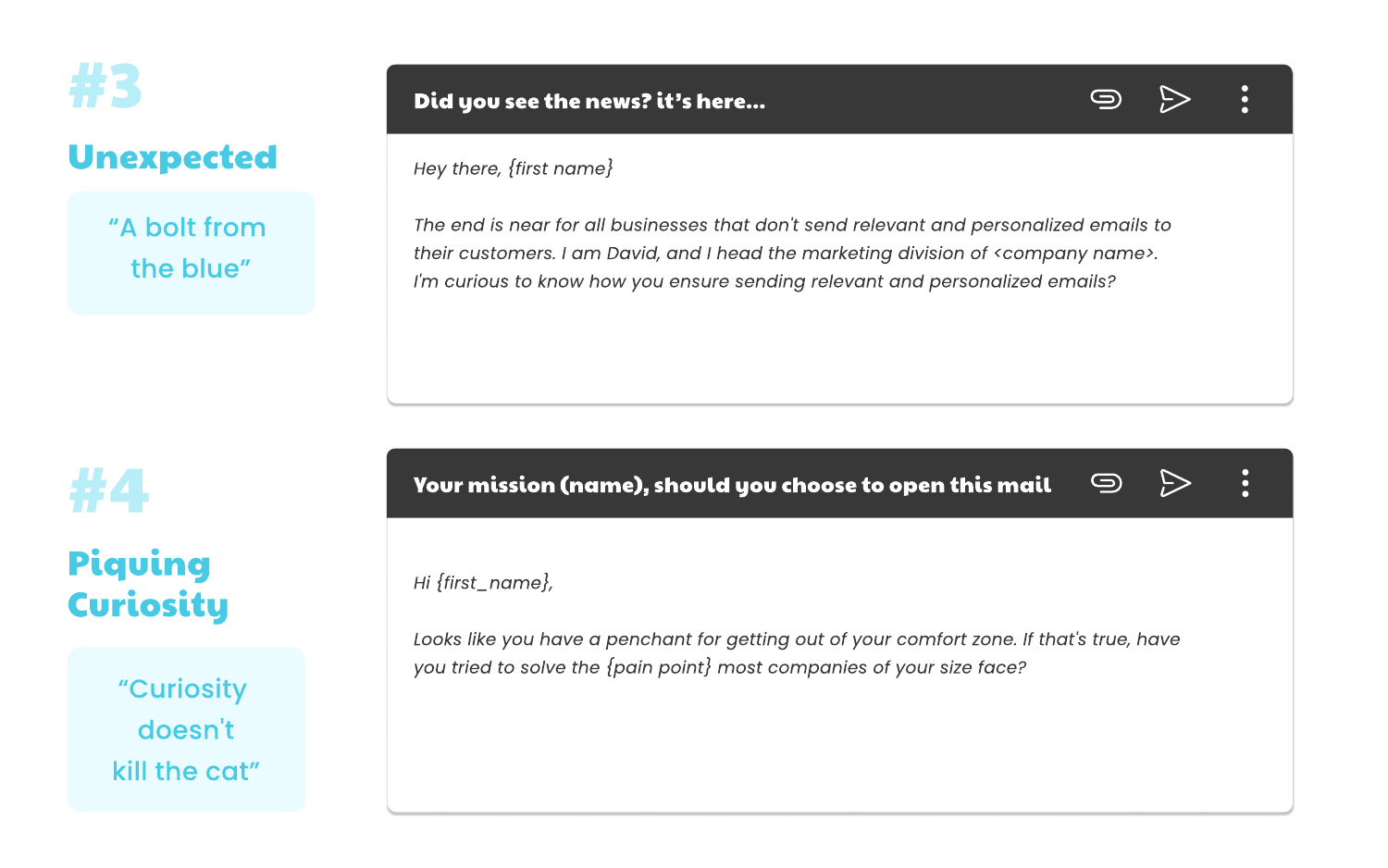## #3

### Unexpected

> "A bolt from the blue"

**Did you see the news? it's here...**

*Hey there, {first name}*

*The end is near for all businesses that don't send relevant and personalized emails to their customers. I am David, and I head the marketing division of <company name>. I'm curious to know how you ensure sending relevant and personalized emails?*

## #4

### Piquing Curiosity

> "Curiosity doesn't kill the cat"

**Your mission (name), should you choose to open this mail**

*Hi {first_name},*

*Looks like you have a penchant for getting out of your comfort zone. If that's true, have you tried to solve the {pain point} most companies of your size face?*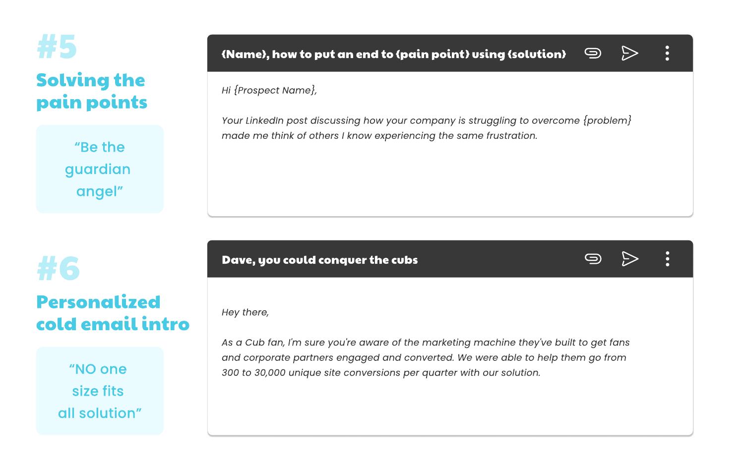## #5

### Solving the pain points

"Be the guardian angel"

**{Name}, how to put an end to {pain point} using {solution}**

*Hi {Prospect Name},*

*Your LinkedIn post discussing how your company is struggling to overcome {problem} made me think of others I know experiencing the same frustration.*

## #6

### Personalized cold email intro

"NO one size fits all solution"

**Dave, you could conquer the cubs**

*Hey there,*

*As a Cub fan, I'm sure you're aware of the marketing machine they've built to get fans and corporate partners engaged and converted. We were able to help them go from 300 to 30,000 unique site conversions per quarter with our solution.*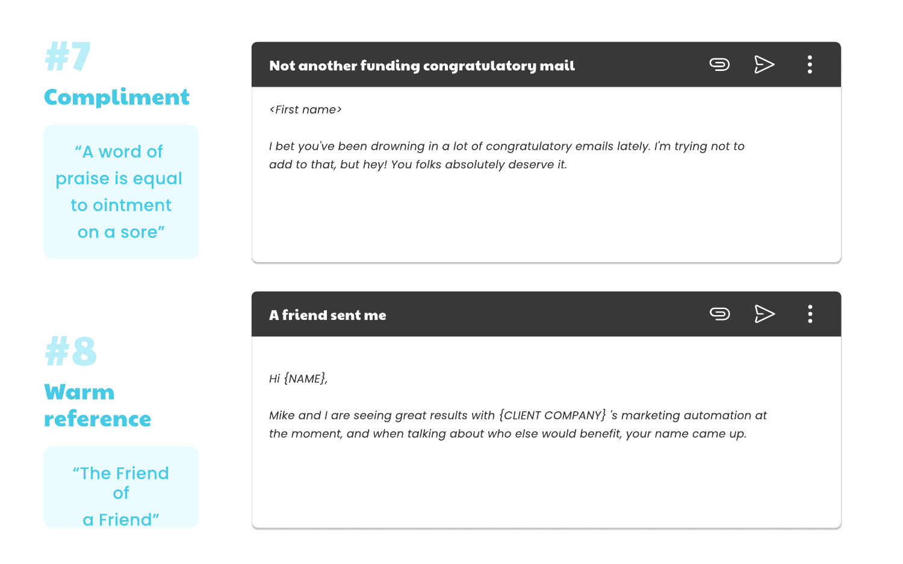## #7

### Compliment

"A word of praise is equal to ointment on a sore"

**Not another funding congratulatory mail**

*<First name>*

*I bet you've been drowning in a lot of congratulatory emails lately. I'm trying not to add to that, but hey! You folks absolutely deserve it.*

## #8

### Warm reference

"The Friend of a Friend"

**A friend sent me**

*Hi {NAME},*

*Mike and I are seeing great results with {CLIENT COMPANY} 's marketing automation at the moment, and when talking about who else would benefit, your name came up.*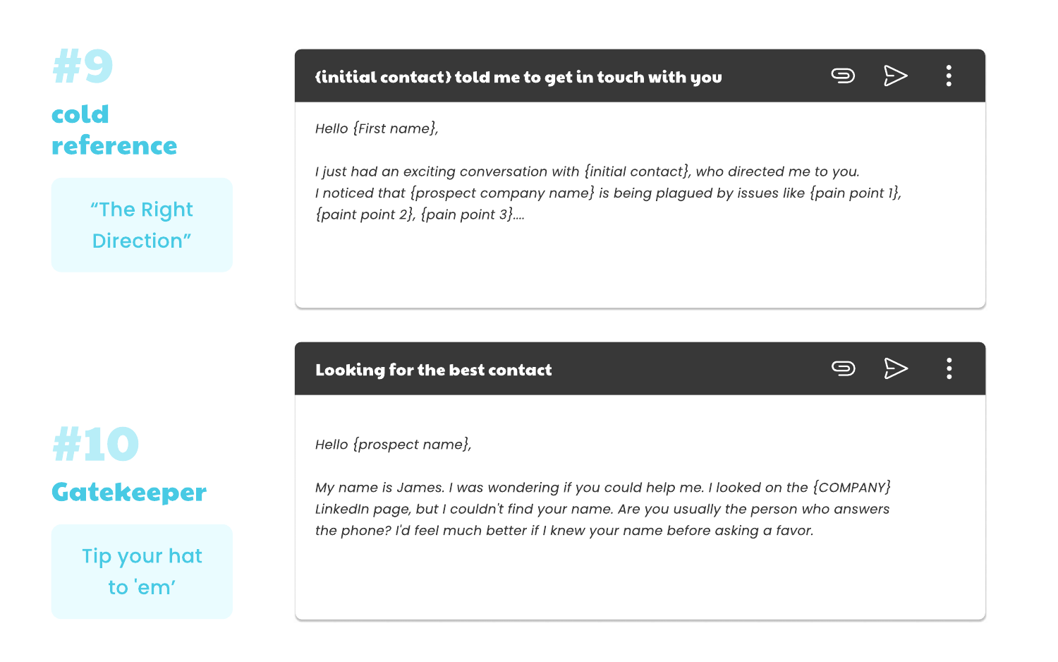## #9

### cold reference

"The Right Direction"

**{initial contact} told me to get in touch with you**

*Hello {First name},*

*I just had an exciting conversation with {initial contact}, who directed me to you.*
*I noticed that {prospect company name} is being plagued by issues like {pain point 1}, {paint point 2}, {pain point 3}....*

## #10

### Gatekeeper

Tip your hat to 'em'

**Looking for the best contact**

*Hello {prospect name},*

*My name is James. I was wondering if you could help me. I looked on the {COMPANY} LinkedIn page, but I couldn't find your name. Are you usually the person who answers the phone? I'd feel much better if I knew your name before asking a favor.*